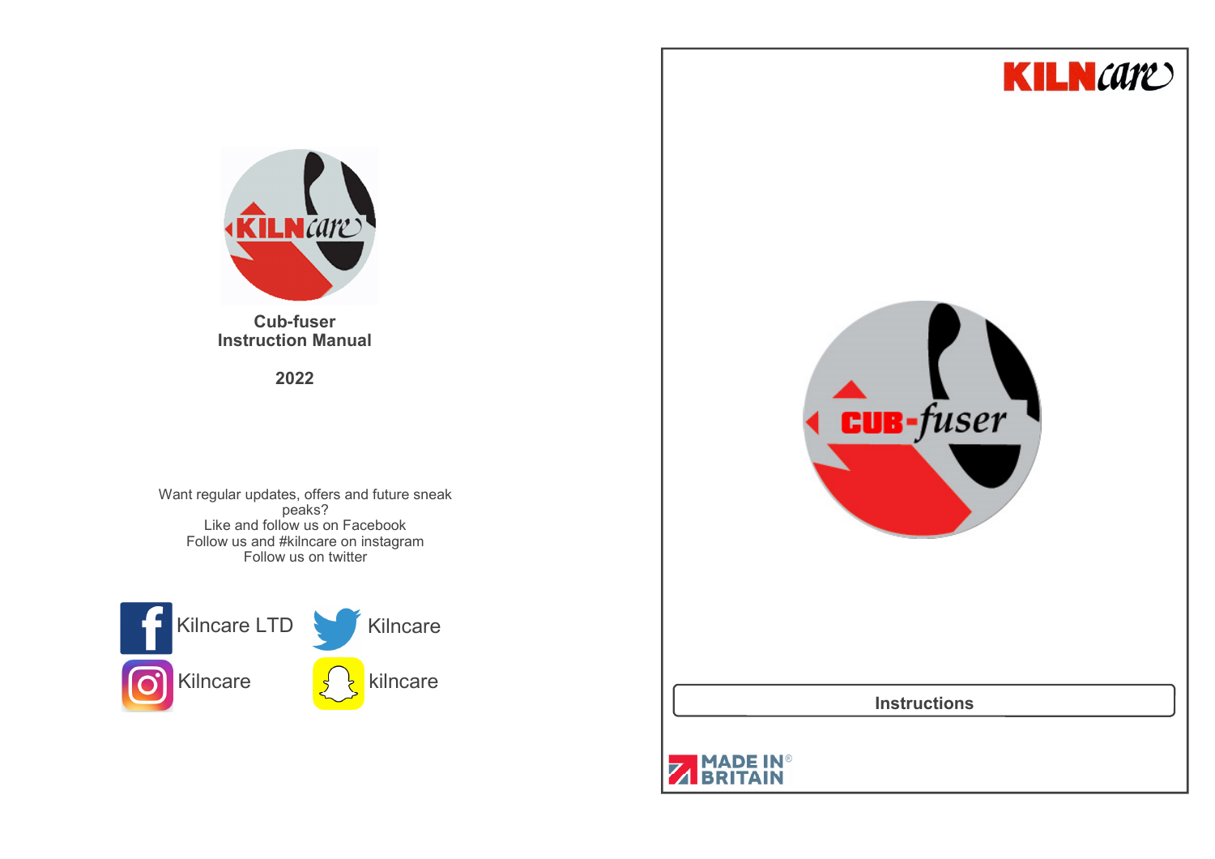# Cub-fuser Instruction Manual

**2022**

Want regular updates, offers and future sneak peaks?
Like and follow us on Facebook
Follow us and #kilncare on instagram
Follow us on twitter

Kilncare LTD
Kilncare
Kilncare
kilncare

KILNcare

CUB-fuser

**Instructions**

MADE IN® BRITAIN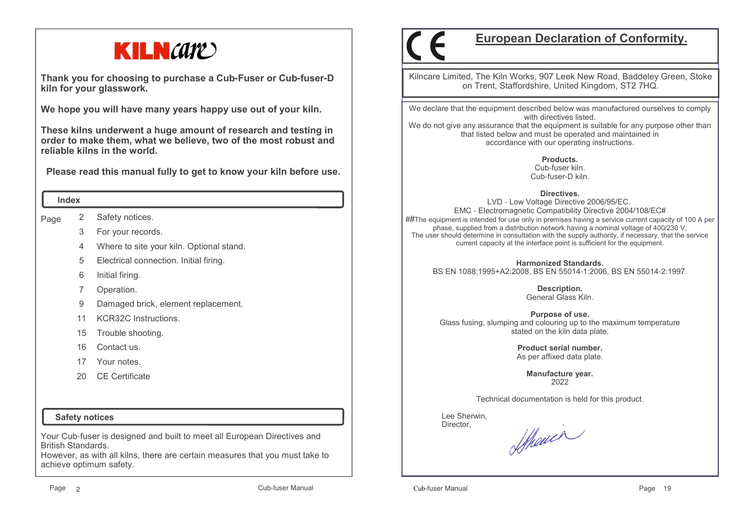# KILNcare

**Thank you for choosing to purchase a Cub-Fuser or Cub-fuser-D kiln for your glasswork.**

**We hope you will have many years happy use out of your kiln.**

**These kilns underwent a huge amount of research and testing in order to make them, what we believe, two of the most robust and reliable kilns in the world.**

**Please read this manual fully to get to know your kiln before use.**

## Index

| Page | | |
|---|---|---|
| | 2 | Safety notices. |
| | 3 | For your records. |
| | 4 | Where to site your kiln. Optional stand. |
| | 5 | Electrical connection. Initial firing. |
| | 6 | Initial firing. |
| | 7 | Operation. |
| | 9 | Damaged brick, element replacement. |
| | 11 | KCR32C Instructions. |
| | 15 | Trouble shooting. |
| | 16 | Contact us. |
| | 17 | Your notes. |
| | 20 | CE Certificate |

## Safety notices

Your Cub-fuser is designed and built to meet all European Directives and British Standards.
However, as with all kilns, there are certain measures that you must take to achieve optimum safety.

CE

## European Declaration of Conformity.

Kilncare Limited, The Kiln Works, 907 Leek New Road, Baddeley Green, Stoke on Trent, Staffordshire, United Kingdom, ST2 7HQ.

We declare that the equipment described below was manufactured ourselves to comply with directives listed.
We do not give any assurance that the equipment is suitable for any purpose other than that listed below and must be operated and maintained in accordance with our operating instructions.

**Products.**
Cub-fuser kiln.
Cub-fuser-D kiln.

**Directives.**
LVD - Low Voltage Directive 2006/95/EC.
EMC - Electromagnetic Compatibility Directive 2004/108/EC#
##The equipment is intended for use only in premises having a service current capacity of 100 A per phase, supplied from a distribution network having a nominal voltage of 400/230 V,
The user should determine in consultation with the supply authority, if necessary, that the service current capacity at the interface point is sufficient for the equipment.

**Harmonized Standards.**
BS EN 1088:1995+A2:2008, BS EN 55014-1:2006, BS EN 55014-2:1997.

**Description.**
General Glass Kiln.

**Purpose of use.**
Glass fusing, slumping and colouring up to the maximum temperature stated on the kiln data plate.

**Product serial number.**
As per affixed data plate.

**Manufacture year.**
2022

Technical documentation is held for this product.

Lee Sherwin,
Director,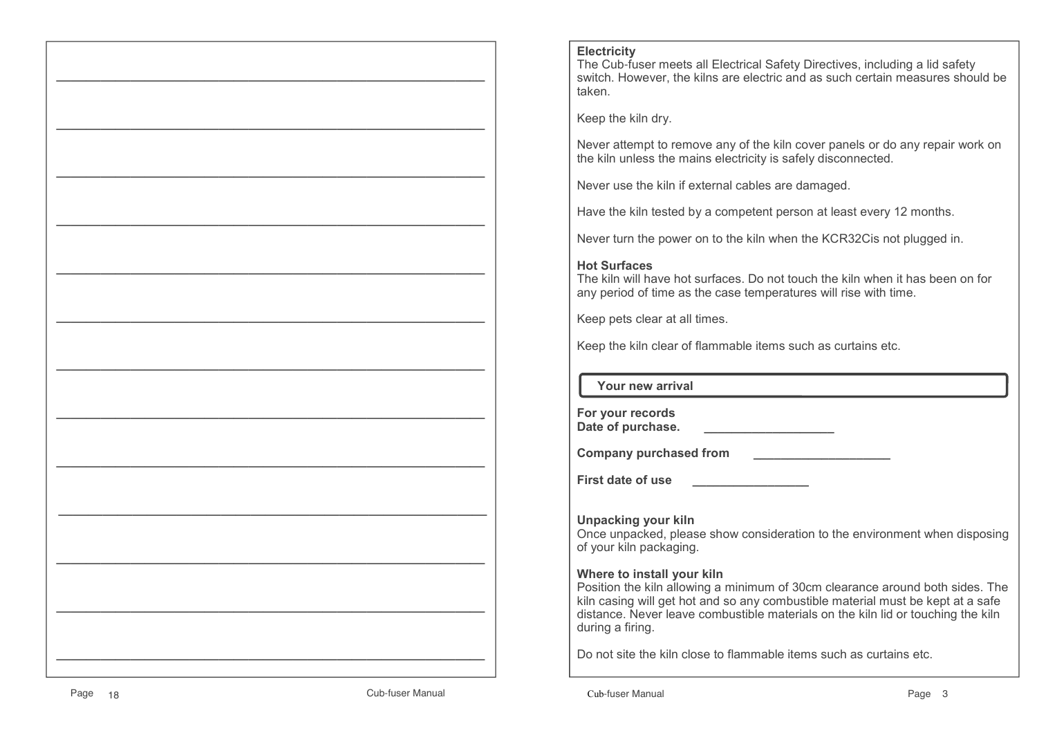## Electricity

The Cub-fuser meets all Electrical Safety Directives, including a lid safety switch. However, the kilns are electric and as such certain measures should be taken.

Keep the kiln dry.

Never attempt to remove any of the kiln cover panels or do any repair work on the kiln unless the mains electricity is safely disconnected.

Never use the kiln if external cables are damaged.

Have the kiln tested by a competent person at least every 12 months.

Never turn the power on to the kiln when the KCR32Cis not plugged in.

## Hot Surfaces

The kiln will have hot surfaces. Do not touch the kiln when it has been on for any period of time as the case temperatures will rise with time.

Keep pets clear at all times.

Keep the kiln clear of flammable items such as curtains etc.

## Your new arrival

**For your records**
**Date of purchase.** ___________________

**Company purchased from** ____________________

**First date of use** _________________

## Unpacking your kiln

Once unpacked, please show consideration to the environment when disposing of your kiln packaging.

## Where to install your kiln

Position the kiln allowing a minimum of 30cm clearance around both sides. The kiln casing will get hot and so any combustible material must be kept at a safe distance. Never leave combustible materials on the kiln lid or touching the kiln during a firing.

Do not site the kiln close to flammable items such as curtains etc.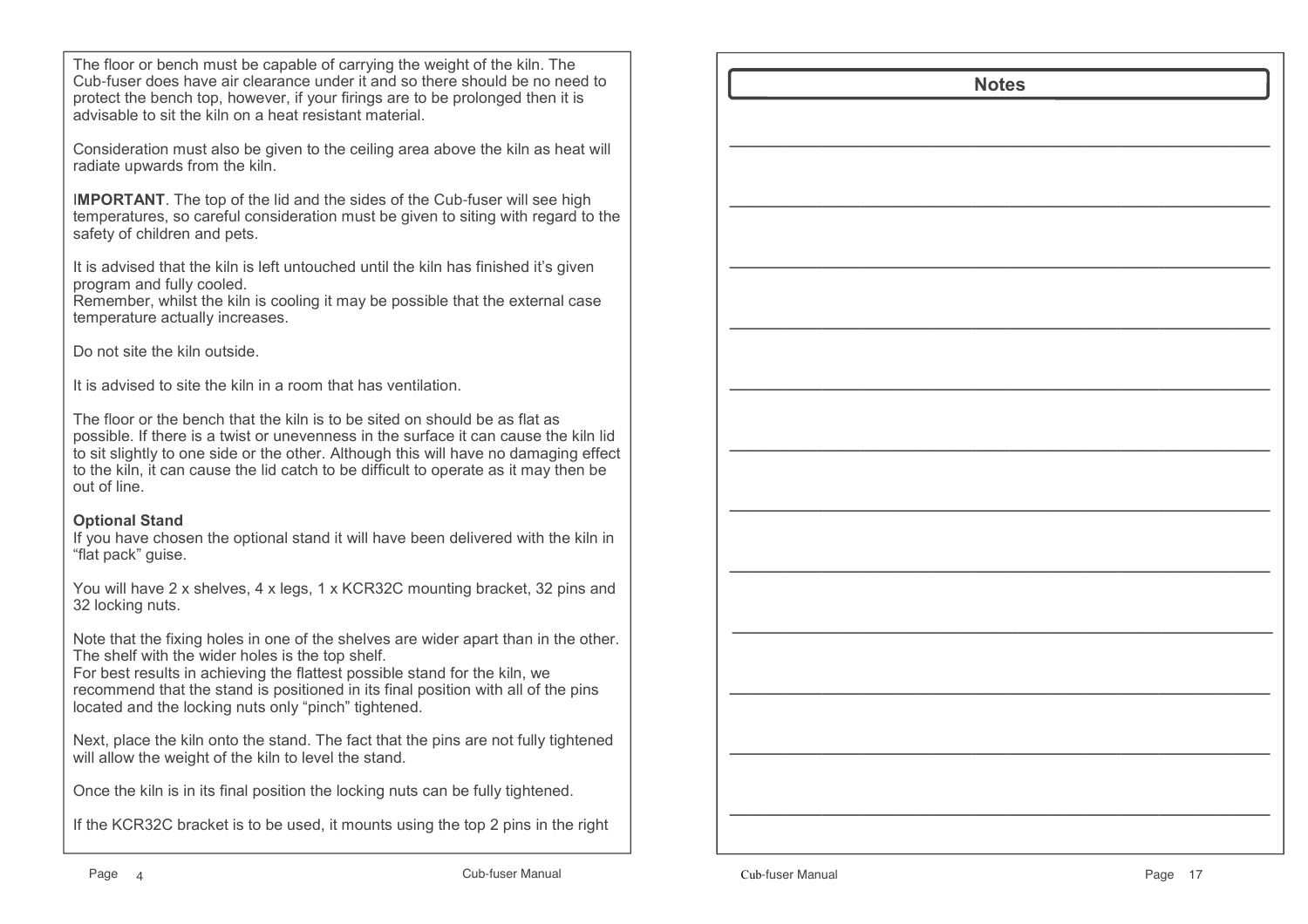The floor or bench must be capable of carrying the weight of the kiln. The Cub-fuser does have air clearance under it and so there should be no need to protect the bench top, however, if your firings are to be prolonged then it is advisable to sit the kiln on a heat resistant material.

Consideration must also be given to the ceiling area above the kiln as heat will radiate upwards from the kiln.

I**MPORTANT**. The top of the lid and the sides of the Cub-fuser will see high temperatures, so careful consideration must be given to siting with regard to the safety of children and pets.

It is advised that the kiln is left untouched until the kiln has finished it's given program and fully cooled.
Remember, whilst the kiln is cooling it may be possible that the external case temperature actually increases.

Do not site the kiln outside.

It is advised to site the kiln in a room that has ventilation.

The floor or the bench that the kiln is to be sited on should be as flat as possible. If there is a twist or unevenness in the surface it can cause the kiln lid to sit slightly to one side or the other. Although this will have no damaging effect to the kiln, it can cause the lid catch to be difficult to operate as it may then be out of line.

**Optional Stand**
If you have chosen the optional stand it will have been delivered with the kiln in "flat pack" guise.

You will have 2 x shelves, 4 x legs, 1 x KCR32C mounting bracket, 32 pins and 32 locking nuts.

Note that the fixing holes in one of the shelves are wider apart than in the other. The shelf with the wider holes is the top shelf.
For best results in achieving the flattest possible stand for the kiln, we recommend that the stand is positioned in its final position with all of the pins located and the locking nuts only "pinch" tightened.

Next, place the kiln onto the stand. The fact that the pins are not fully tightened will allow the weight of the kiln to level the stand.

Once the kiln is in its final position the locking nuts can be fully tightened.

If the KCR32C bracket is to be used, it mounts using the top 2 pins in the right

## Notes

\_\_\_\_\_\_\_\_\_\_\_\_\_\_\_\_\_\_\_\_\_\_\_\_\_\_\_\_\_\_\_\_\_\_\_\_\_\_\_\_\_\_\_\_\_\_\_\_

\_\_\_\_\_\_\_\_\_\_\_\_\_\_\_\_\_\_\_\_\_\_\_\_\_\_\_\_\_\_\_\_\_\_\_\_\_\_\_\_\_\_\_\_\_\_\_\_

\_\_\_\_\_\_\_\_\_\_\_\_\_\_\_\_\_\_\_\_\_\_\_\_\_\_\_\_\_\_\_\_\_\_\_\_\_\_\_\_\_\_\_\_\_\_\_\_

\_\_\_\_\_\_\_\_\_\_\_\_\_\_\_\_\_\_\_\_\_\_\_\_\_\_\_\_\_\_\_\_\_\_\_\_\_\_\_\_\_\_\_\_\_\_\_\_

\_\_\_\_\_\_\_\_\_\_\_\_\_\_\_\_\_\_\_\_\_\_\_\_\_\_\_\_\_\_\_\_\_\_\_\_\_\_\_\_\_\_\_\_\_\_\_\_

\_\_\_\_\_\_\_\_\_\_\_\_\_\_\_\_\_\_\_\_\_\_\_\_\_\_\_\_\_\_\_\_\_\_\_\_\_\_\_\_\_\_\_\_\_\_\_\_

\_\_\_\_\_\_\_\_\_\_\_\_\_\_\_\_\_\_\_\_\_\_\_\_\_\_\_\_\_\_\_\_\_\_\_\_\_\_\_\_\_\_\_\_\_\_\_\_

\_\_\_\_\_\_\_\_\_\_\_\_\_\_\_\_\_\_\_\_\_\_\_\_\_\_\_\_\_\_\_\_\_\_\_\_\_\_\_\_\_\_\_\_\_\_\_\_

\_\_\_\_\_\_\_\_\_\_\_\_\_\_\_\_\_\_\_\_\_\_\_\_\_\_\_\_\_\_\_\_\_\_\_\_\_\_\_\_\_\_\_\_\_\_\_\_

\_\_\_\_\_\_\_\_\_\_\_\_\_\_\_\_\_\_\_\_\_\_\_\_\_\_\_\_\_\_\_\_\_\_\_\_\_\_\_\_\_\_\_\_\_\_\_\_

\_\_\_\_\_\_\_\_\_\_\_\_\_\_\_\_\_\_\_\_\_\_\_\_\_\_\_\_\_\_\_\_\_\_\_\_\_\_\_\_\_\_\_\_\_\_\_\_

\_\_\_\_\_\_\_\_\_\_\_\_\_\_\_\_\_\_\_\_\_\_\_\_\_\_\_\_\_\_\_\_\_\_\_\_\_\_\_\_\_\_\_\_\_\_\_\_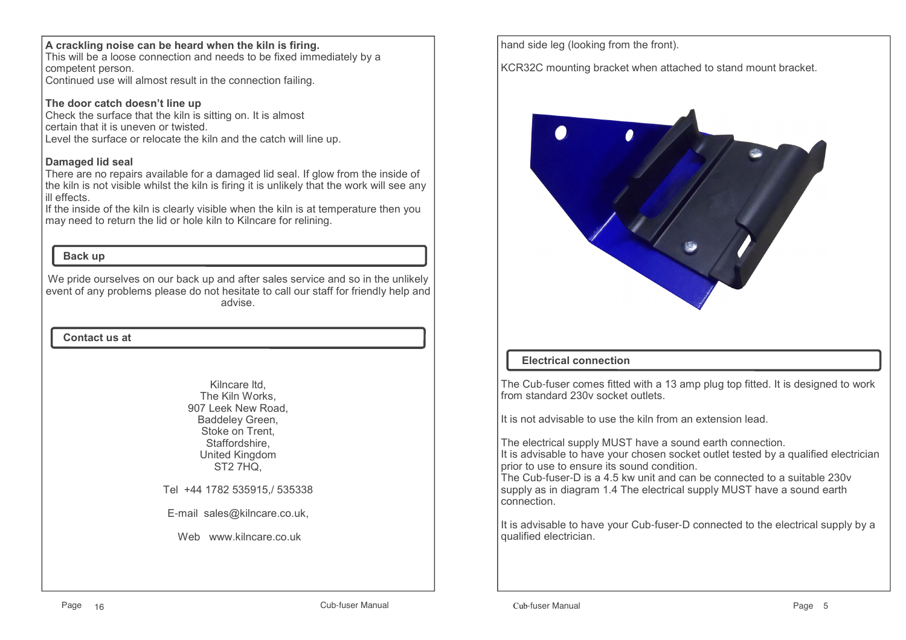**A crackling noise can be heard when the kiln is firing.**
This will be a loose connection and needs to be fixed immediately by a competent person.
Continued use will almost result in the connection failing.

**The door catch doesn't line up**
Check the surface that the kiln is sitting on. It is almost certain that it is uneven or twisted.
Level the surface or relocate the kiln and the catch will line up.

**Damaged lid seal**
There are no repairs available for a damaged lid seal. If glow from the inside of the kiln is not visible whilst the kiln is firing it is unlikely that the work will see any ill effects.
If the inside of the kiln is clearly visible when the kiln is at temperature then you may need to return the lid or hole kiln to Kilncare for relining.

## Back up

We pride ourselves on our back up and after sales service and so in the unlikely event of any problems please do not hesitate to call our staff for friendly help and advise.

## Contact us at

Kilncare ltd,
The Kiln Works,
907 Leek New Road,
Baddeley Green,
Stoke on Trent,
Staffordshire,
United Kingdom
ST2 7HQ,

Tel +44 1782 535915,/ 535338

E-mail sales@kilncare.co.uk,

Web www.kilncare.co.uk

hand side leg (looking from the front).

KCR32C mounting bracket when attached to stand mount bracket.

## Electrical connection

The Cub-fuser comes fitted with a 13 amp plug top fitted. It is designed to work from standard 230v socket outlets.

It is not advisable to use the kiln from an extension lead.

The electrical supply MUST have a sound earth connection.
It is advisable to have your chosen socket outlet tested by a qualified electrician prior to use to ensure its sound condition.
The Cub-fuser-D is a 4.5 kw unit and can be connected to a suitable 230v supply as in diagram 1.4 The electrical supply MUST have a sound earth connection.

It is advisable to have your Cub-fuser-D connected to the electrical supply by a qualified electrician.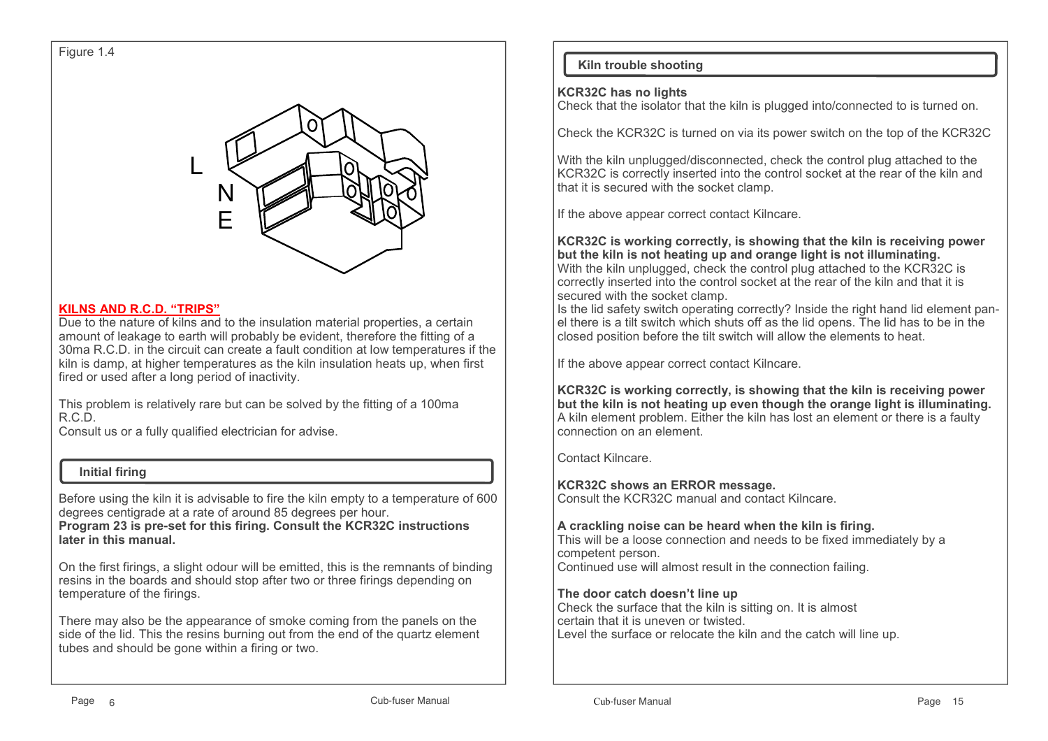Figure 1.4

L
N
E

**KILNS AND R.C.D. "TRIPS"**

Due to the nature of kilns and to the insulation material properties, a certain amount of leakage to earth will probably be evident, therefore the fitting of a 30ma R.C.D. in the circuit can create a fault condition at low temperatures if the kiln is damp, at higher temperatures as the kiln insulation heats up, when first fired or used after a long period of inactivity.

This problem is relatively rare but can be solved by the fitting of a 100ma R.C.D.
Consult us or a fully qualified electrician for advise.

## Initial firing

Before using the kiln it is advisable to fire the kiln empty to a temperature of 600 degrees centigrade at a rate of around 85 degrees per hour.
**Program 23 is pre-set for this firing. Consult the KCR32C instructions later in this manual.**

On the first firings, a slight odour will be emitted, this is the remnants of binding resins in the boards and should stop after two or three firings depending on temperature of the firings.

There may also be the appearance of smoke coming from the panels on the side of the lid. This the resins burning out from the end of the quartz element tubes and should be gone within a firing or two.

## Kiln trouble shooting

**KCR32C has no lights**
Check that the isolator that the kiln is plugged into/connected to is turned on.

Check the KCR32C is turned on via its power switch on the top of the KCR32C

With the kiln unplugged/disconnected, check the control plug attached to the KCR32C is correctly inserted into the control socket at the rear of the kiln and that it is secured with the socket clamp.

If the above appear correct contact Kilncare.

**KCR32C is working correctly, is showing that the kiln is receiving power but the kiln is not heating up and orange light is not illuminating.**
With the kiln unplugged, check the control plug attached to the KCR32C is correctly inserted into the control socket at the rear of the kiln and that it is secured with the socket clamp.
Is the lid safety switch operating correctly? Inside the right hand lid element panel there is a tilt switch which shuts off as the lid opens. The lid has to be in the closed position before the tilt switch will allow the elements to heat.

If the above appear correct contact Kilncare.

**KCR32C is working correctly, is showing that the kiln is receiving power but the kiln is not heating up even though the orange light is illuminating.**
A kiln element problem. Either the kiln has lost an element or there is a faulty connection on an element.

Contact Kilncare.

**KCR32C shows an ERROR message.**
Consult the KCR32C manual and contact Kilncare.

**A crackling noise can be heard when the kiln is firing.**
This will be a loose connection and needs to be fixed immediately by a competent person.
Continued use will almost result in the connection failing.

**The door catch doesn't line up**
Check the surface that the kiln is sitting on. It is almost certain that it is uneven or twisted.
Level the surface or relocate the kiln and the catch will line up.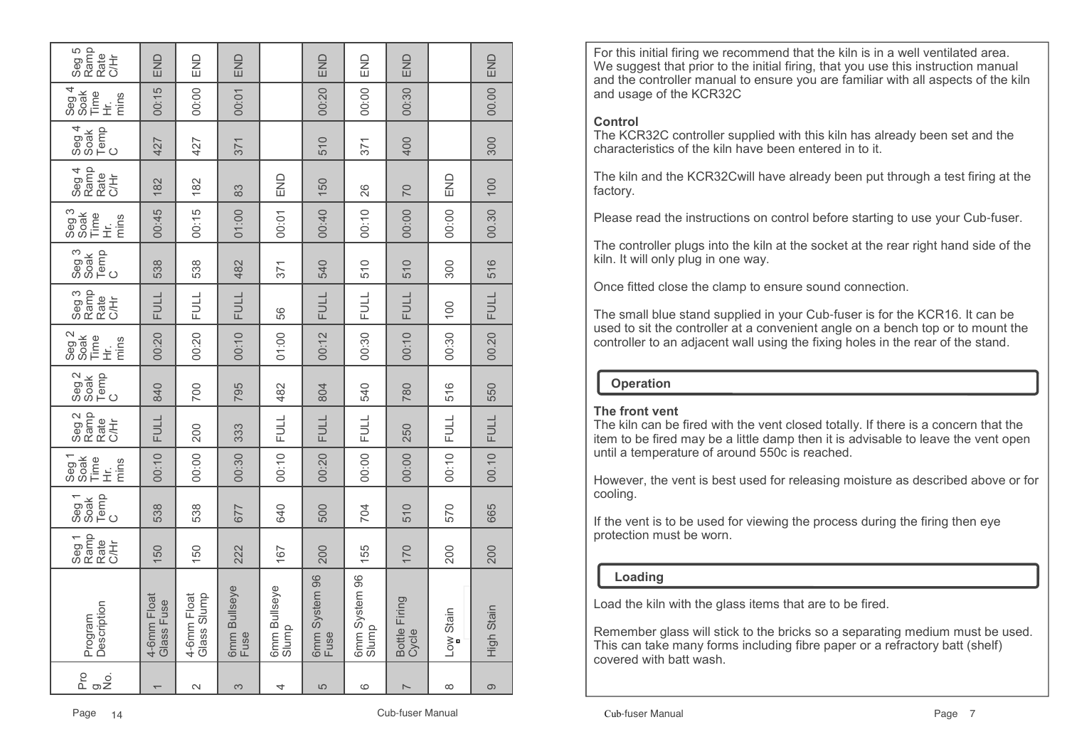| Prog No. | Program Description | Seg 1 Ramp Rate C/Hr | Seg 1 Soak Temp C | Seg 1 Soak Time Hr. mins | Seg 2 Ramp Rate C/Hr | Seg 2 Soak Temp C | Seg 2 Soak Time Hr. mins | Seg 3 Ramp Rate C/Hr | Seg 3 Soak Temp C | Seg 3 Soak Time Hr. mins | Seg 4 Ramp Rate C/Hr | Seg 4 Soak Temp C | Seg 4 Soak Time Hr. mins | Seg 5 Ramp Rate C/Hr |
|---|---|---|---|---|---|---|---|---|---|---|---|---|---|---|
| 1 | 4-6mm Float Glass Fuse | 150 | 538 | 00:10 | FULL | 840 | 00:20 | FULL | 538 | 00:45 | 182 | 427 | 00:15 | END |
| 2 | 4-6mm Float Glass Slump | 150 | 538 | 00:00 | 200 | 700 | 00:20 | FULL | 538 | 00:15 | 182 | 427 | 00:00 | END |
| 3 | 6mm Bullseye Fuse | 222 | 677 | 00:30 | 333 | 795 | 00:10 | FULL | 482 | 01:00 | 83 | 371 | 00:01 | END |
| 4 | 6mm Bullseye Slump | 167 | 640 | 00:10 | FULL | 482 | 01:00 | 56 | 371 | 00:01 | END | | | |
| 5 | 6mm System 96 Fuse | 200 | 500 | 00:20 | FULL | 804 | 00:12 | FULL | 540 | 00:40 | 150 | 510 | 00:20 | END |
| 6 | 6mm System 96 Slump | 155 | 704 | 00:00 | FULL | 540 | 00:30 | FULL | 510 | 00:10 | 26 | 371 | 00:00 | END |
| 7 | Bottle Firing Cycle | 170 | 510 | 00:00 | 250 | 780 | 00:10 | FULL | 510 | 00:00 | 70 | 400 | 00:30 | END |
| 8 | Low Stain | 200 | 570 | 00:10 | FULL | 516 | 00:30 | 100 | 300 | 00:00 | END | | | |
| 9 | High Stain | 200 | 665 | 00.10 | FULL | 550 | 00.20 | FULL | 516 | 00.30 | 100 | 300 | 00.00 | END |

For this initial firing we recommend that the kiln is in a well ventilated area. We suggest that prior to the initial firing, that you use this instruction manual and the controller manual to ensure you are familiar with all aspects of the kiln and usage of the KCR32C

**Control**

The KCR32C controller supplied with this kiln has already been set and the characteristics of the kiln have been entered in to it.

The kiln and the KCR32Cwill have already been put through a test firing at the factory.

Please read the instructions on control before starting to use your Cub-fuser.

The controller plugs into the kiln at the socket at the rear right hand side of the kiln. It will only plug in one way.

Once fitted close the clamp to ensure sound connection.

The small blue stand supplied in your Cub-fuser is for the KCR16. It can be used to sit the controller at a convenient angle on a bench top or to mount the controller to an adjacent wall using the fixing holes in the rear of the stand.

## Operation

**The front vent**

The kiln can be fired with the vent closed totally. If there is a concern that the item to be fired may be a little damp then it is advisable to leave the vent open until a temperature of around 550c is reached.

However, the vent is best used for releasing moisture as described above or for cooling.

If the vent is to be used for viewing the process during the firing then eye protection must be worn.

## Loading

Load the kiln with the glass items that are to be fired.

Remember glass will stick to the bricks so a separating medium must be used. This can take many forms including fibre paper or a refractory batt (shelf) covered with batt wash.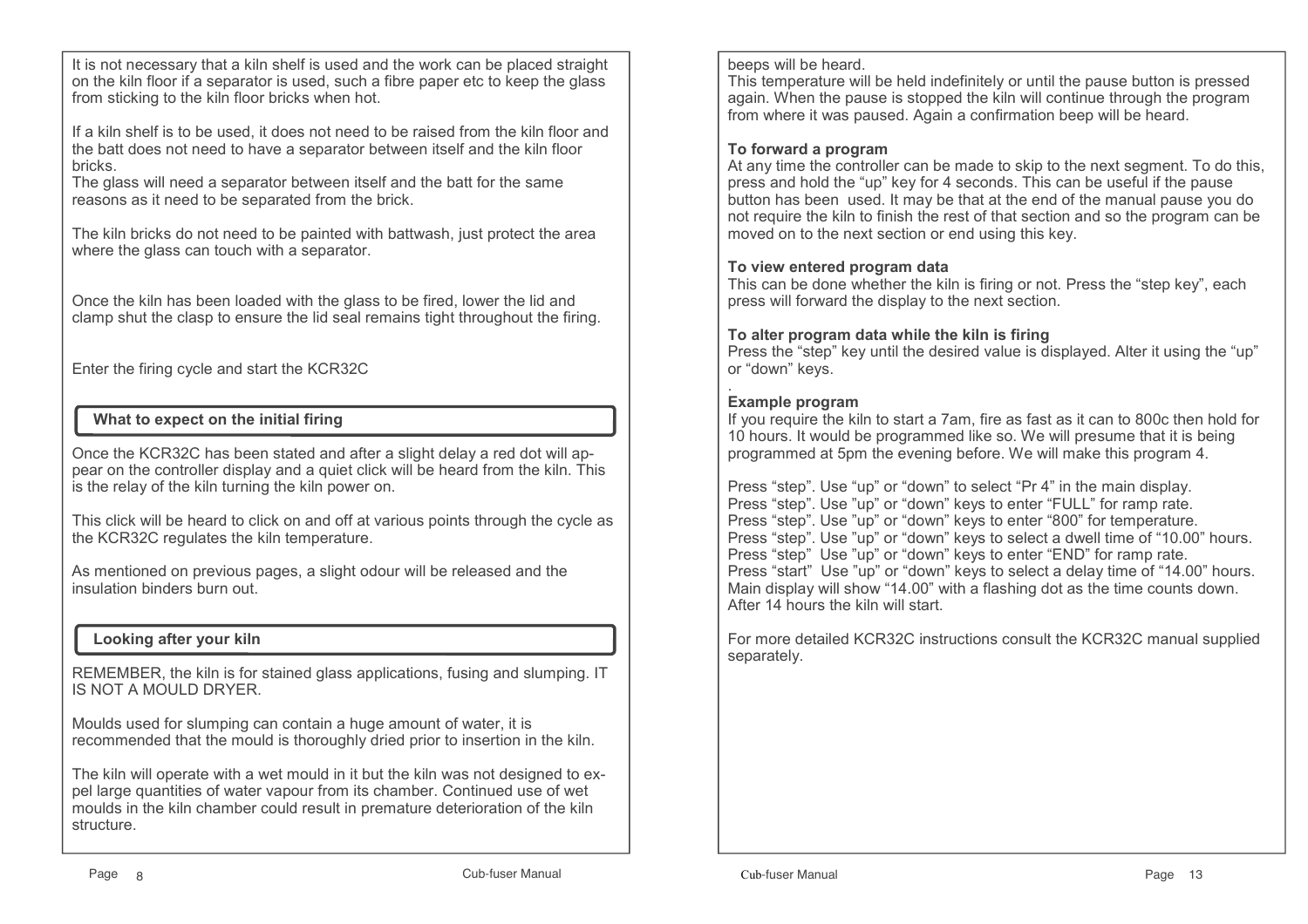It is not necessary that a kiln shelf is used and the work can be placed straight on the kiln floor if a separator is used, such a fibre paper etc to keep the glass from sticking to the kiln floor bricks when hot.

If a kiln shelf is to be used, it does not need to be raised from the kiln floor and the batt does not need to have a separator between itself and the kiln floor bricks.
The glass will need a separator between itself and the batt for the same reasons as it need to be separated from the brick.

The kiln bricks do not need to be painted with battwash, just protect the area where the glass can touch with a separator.

Once the kiln has been loaded with the glass to be fired, lower the lid and clamp shut the clasp to ensure the lid seal remains tight throughout the firing.

Enter the firing cycle and start the KCR32C

### What to expect on the initial firing

Once the KCR32C has been stated and after a slight delay a red dot will appear on the controller display and a quiet click will be heard from the kiln. This is the relay of the kiln turning the kiln power on.

This click will be heard to click on and off at various points through the cycle as the KCR32C regulates the kiln temperature.

As mentioned on previous pages, a slight odour will be released and the insulation binders burn out.

### Looking after your kiln

REMEMBER, the kiln is for stained glass applications, fusing and slumping. IT IS NOT A MOULD DRYER.

Moulds used for slumping can contain a huge amount of water, it is recommended that the mould is thoroughly dried prior to insertion in the kiln.

The kiln will operate with a wet mould in it but the kiln was not designed to expel large quantities of water vapour from its chamber. Continued use of wet moulds in the kiln chamber could result in premature deterioration of the kiln structure.

beeps will be heard.
This temperature will be held indefinitely or until the pause button is pressed again. When the pause is stopped the kiln will continue through the program from where it was paused. Again a confirmation beep will be heard.

**To forward a program**
At any time the controller can be made to skip to the next segment. To do this, press and hold the "up" key for 4 seconds. This can be useful if the pause button has been used. It may be that at the end of the manual pause you do not require the kiln to finish the rest of that section and so the program can be moved on to the next section or end using this key.

**To view entered program data**
This can be done whether the kiln is firing or not. Press the "step key", each press will forward the display to the next section.

**To alter program data while the kiln is firing**
Press the "step" key until the desired value is displayed. Alter it using the "up" or "down" keys.

.
**Example program**
If you require the kiln to start a 7am, fire as fast as it can to 800c then hold for 10 hours. It would be programmed like so. We will presume that it is being programmed at 5pm the evening before. We will make this program 4.

Press "step". Use "up" or "down" to select "Pr 4" in the main display.
Press "step". Use "up" or "down" keys to enter "FULL" for ramp rate.
Press "step". Use "up" or "down" keys to enter "800" for temperature.
Press "step". Use "up" or "down" keys to select a dwell time of "10.00" hours.
Press "step" Use "up" or "down" keys to enter "END" for ramp rate.
Press "start" Use "up" or "down" keys to select a delay time of "14.00" hours.
Main display will show "14.00" with a flashing dot as the time counts down.
After 14 hours the kiln will start.

For more detailed KCR32C instructions consult the KCR32C manual supplied separately.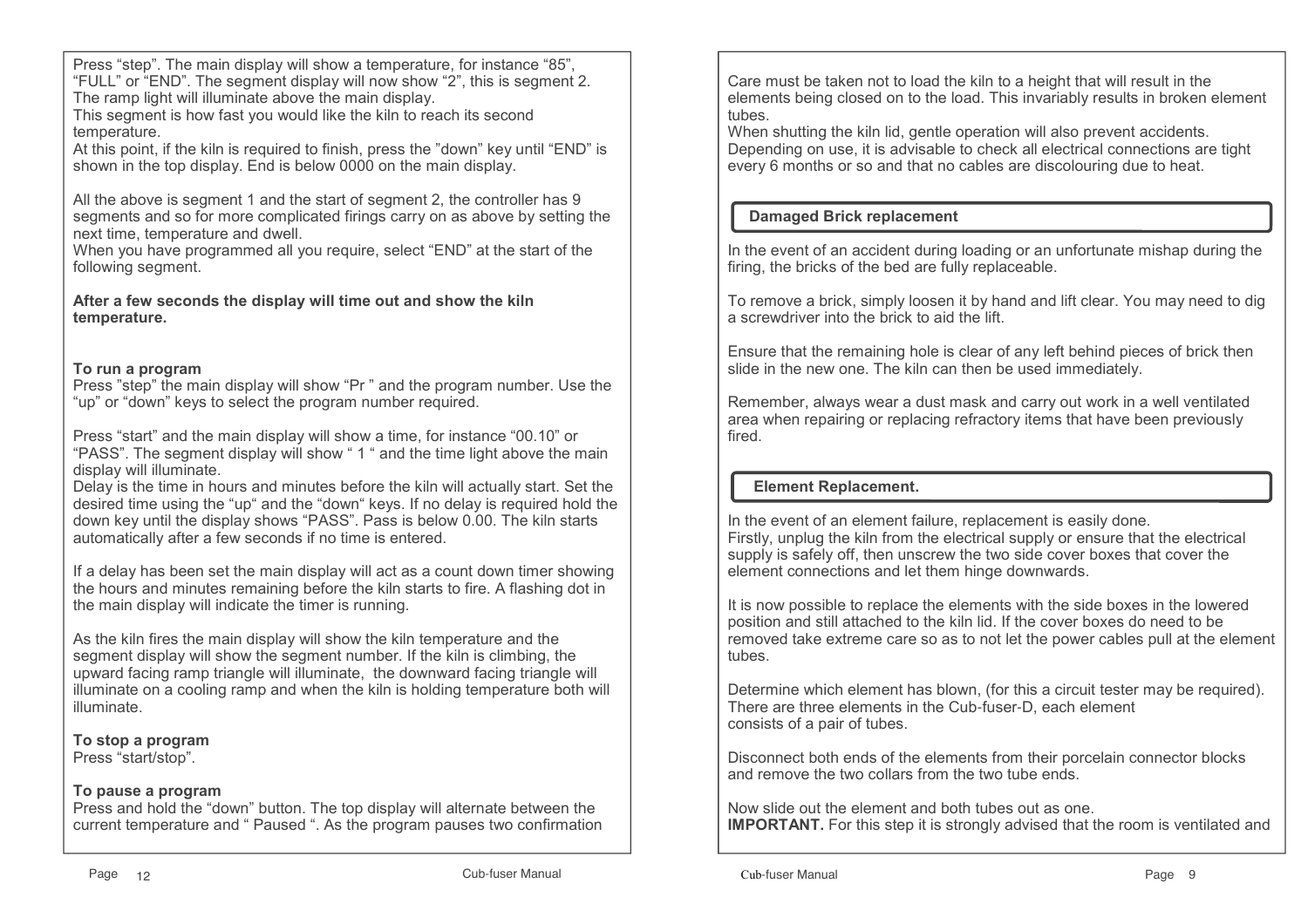Press "step". The main display will show a temperature, for instance "85", "FULL" or "END". The segment display will now show "2", this is segment 2. The ramp light will illuminate above the main display.
This segment is how fast you would like the kiln to reach its second temperature.
At this point, if the kiln is required to finish, press the "down" key until "END" is shown in the top display. End is below 0000 on the main display.

All the above is segment 1 and the start of segment 2, the controller has 9 segments and so for more complicated firings carry on as above by setting the next time, temperature and dwell.
When you have programmed all you require, select "END" at the start of the following segment.

**After a few seconds the display will time out and show the kiln temperature.**

**To run a program**
Press "step" the main display will show "Pr " and the program number. Use the "up" or "down" keys to select the program number required.

Press "start" and the main display will show a time, for instance "00.10" or "PASS". The segment display will show " 1 " and the time light above the main display will illuminate.
Delay is the time in hours and minutes before the kiln will actually start. Set the desired time using the "up" and the "down" keys. If no delay is required hold the down key until the display shows "PASS". Pass is below 0.00. The kiln starts automatically after a few seconds if no time is entered.

If a delay has been set the main display will act as a count down timer showing the hours and minutes remaining before the kiln starts to fire. A flashing dot in the main display will indicate the timer is running.

As the kiln fires the main display will show the kiln temperature and the segment display will show the segment number. If the kiln is climbing, the upward facing ramp triangle will illuminate, the downward facing triangle will illuminate on a cooling ramp and when the kiln is holding temperature both will illuminate.

**To stop a program**
Press "start/stop".

**To pause a program**
Press and hold the "down" button. The top display will alternate between the current temperature and " Paused ". As the program pauses two confirmation

Care must be taken not to load the kiln to a height that will result in the elements being closed on to the load. This invariably results in broken element tubes.
When shutting the kiln lid, gentle operation will also prevent accidents.
Depending on use, it is advisable to check all electrical connections are tight every 6 months or so and that no cables are discolouring due to heat.

## Damaged Brick replacement

In the event of an accident during loading or an unfortunate mishap during the firing, the bricks of the bed are fully replaceable.

To remove a brick, simply loosen it by hand and lift clear. You may need to dig a screwdriver into the brick to aid the lift.

Ensure that the remaining hole is clear of any left behind pieces of brick then slide in the new one. The kiln can then be used immediately.

Remember, always wear a dust mask and carry out work in a well ventilated area when repairing or replacing refractory items that have been previously fired.

## Element Replacement.

In the event of an element failure, replacement is easily done.
Firstly, unplug the kiln from the electrical supply or ensure that the electrical supply is safely off, then unscrew the two side cover boxes that cover the element connections and let them hinge downwards.

It is now possible to replace the elements with the side boxes in the lowered position and still attached to the kiln lid. If the cover boxes do need to be removed take extreme care so as to not let the power cables pull at the element tubes.

Determine which element has blown, (for this a circuit tester may be required). There are three elements in the Cub-fuser-D, each element consists of a pair of tubes.

Disconnect both ends of the elements from their porcelain connector blocks and remove the two collars from the two tube ends.

Now slide out the element and both tubes out as one.
**IMPORTANT.** For this step it is strongly advised that the room is ventilated and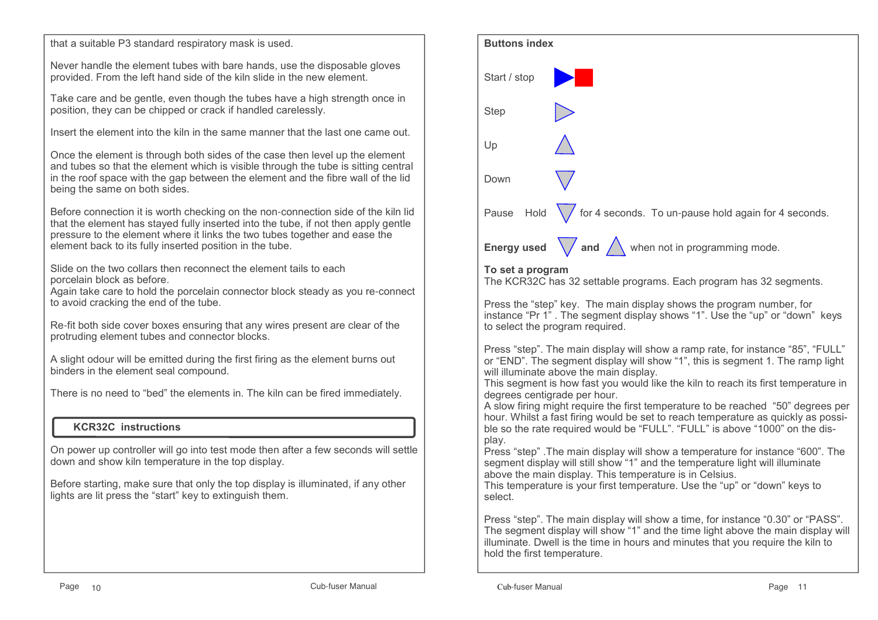that a suitable P3 standard respiratory mask is used.

Never handle the element tubes with bare hands, use the disposable gloves provided. From the left hand side of the kiln slide in the new element.

Take care and be gentle, even though the tubes have a high strength once in position, they can be chipped or crack if handled carelessly.

Insert the element into the kiln in the same manner that the last one came out.

Once the element is through both sides of the case then level up the element and tubes so that the element which is visible through the tube is sitting central in the roof space with the gap between the element and the fibre wall of the lid being the same on both sides.

Before connection it is worth checking on the non-connection side of the kiln lid that the element has stayed fully inserted into the tube, if not then apply gentle pressure to the element where it links the two tubes together and ease the element back to its fully inserted position in the tube.

Slide on the two collars then reconnect the element tails to each porcelain block as before.
Again take care to hold the porcelain connector block steady as you re-connect to avoid cracking the end of the tube.

Re-fit both side cover boxes ensuring that any wires present are clear of the protruding element tubes and connector blocks.

A slight odour will be emitted during the first firing as the element burns out binders in the element seal compound.

There is no need to "bed" the elements in. The kiln can be fired immediately.

## KCR32C instructions

On power up controller will go into test mode then after a few seconds will settle down and show kiln temperature in the top display.

Before starting, make sure that only the top display is illuminated, if any other lights are lit press the "start" key to extinguish them.

**Buttons index**

Start / stop ▶■

Step ▷

Up △

Down ▽

Pause Hold ▽ for 4 seconds. To un-pause hold again for 4 seconds.

**Energy used** ▽ **and** △ when not in programming mode.

**To set a program**
The KCR32C has 32 settable programs. Each program has 32 segments.

Press the "step" key. The main display shows the program number, for instance "Pr 1" . The segment display shows "1". Use the "up" or "down" keys to select the program required.

Press "step". The main display will show a ramp rate, for instance "85", "FULL" or "END". The segment display will show "1", this is segment 1. The ramp light will illuminate above the main display.
This segment is how fast you would like the kiln to reach its first temperature in degrees centigrade per hour.
A slow firing might require the first temperature to be reached "50" degrees per hour. Whilst a fast firing would be set to reach temperature as quickly as possible so the rate required would be "FULL". "FULL" is above "1000" on the display.
Press "step" .The main display will show a temperature for instance "600". The segment display will still show "1" and the temperature light will illuminate above the main display. This temperature is in Celsius.
This temperature is your first temperature. Use the "up" or "down" keys to select.

Press "step". The main display will show a time, for instance "0.30" or "PASS". The segment display will show "1" and the time light above the main display will illuminate. Dwell is the time in hours and minutes that you require the kiln to hold the first temperature.